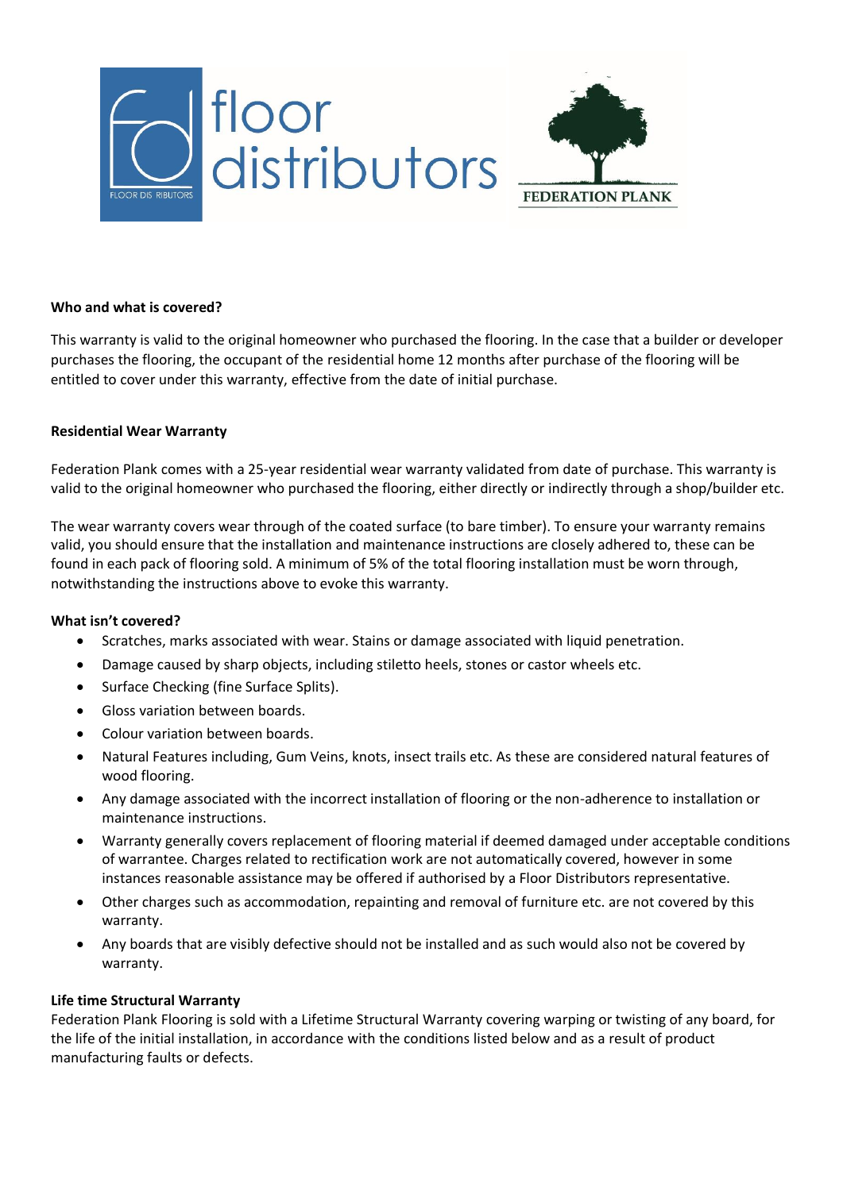floor distributors

FEDERATION PLANK

**Who and what is covered?**

This warranty is valid to the original homeowner who purchased the flooring. In the case that a builder or developer purchases the flooring, the occupant of the residential home 12 months after purchase of the flooring will be entitled to cover under this warranty, effective from the date of initial purchase.

**Residential Wear Warranty**

Federation Plank comes with a 25-year residential wear warranty validated from date of purchase. This warranty is valid to the original homeowner who purchased the flooring, either directly or indirectly through a shop/builder etc.

The wear warranty covers wear through of the coated surface (to bare timber). To ensure your warranty remains valid, you should ensure that the installation and maintenance instructions are closely adhered to, these can be found in each pack of flooring sold. A minimum of 5% of the total flooring installation must be worn through, notwithstanding the instructions above to evoke this warranty.

**What isn't covered?**

- Scratches, marks associated with wear. Stains or damage associated with liquid penetration.
- Damage caused by sharp objects, including stiletto heels, stones or castor wheels etc.
- Surface Checking (fine Surface Splits).
- Gloss variation between boards.
- Colour variation between boards.
- Natural Features including, Gum Veins, knots, insect trails etc. As these are considered natural features of wood flooring.
- Any damage associated with the incorrect installation of flooring or the non-adherence to installation or maintenance instructions.
- Warranty generally covers replacement of flooring material if deemed damaged under acceptable conditions of warrantee. Charges related to rectification work are not automatically covered, however in some instances reasonable assistance may be offered if authorised by a Floor Distributors representative.
- Other charges such as accommodation, repainting and removal of furniture etc. are not covered by this warranty.
- Any boards that are visibly defective should not be installed and as such would also not be covered by warranty.

**Life time Structural Warranty**

Federation Plank Flooring is sold with a Lifetime Structural Warranty covering warping or twisting of any board, for the life of the initial installation, in accordance with the conditions listed below and as a result of product manufacturing faults or defects.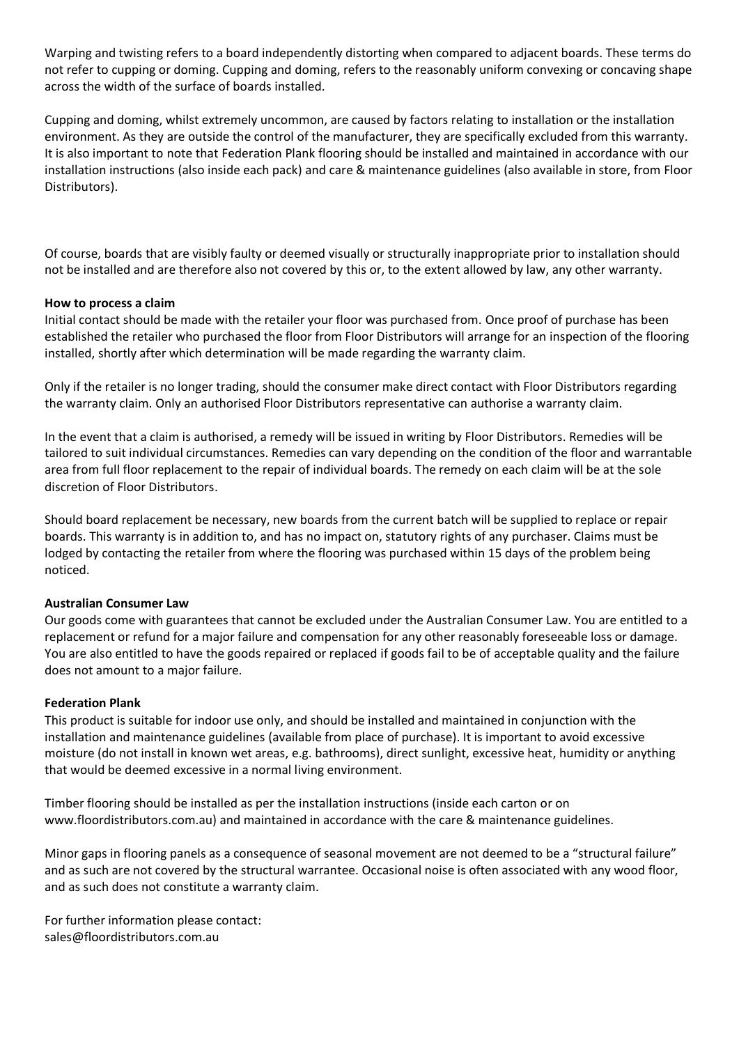Warping and twisting refers to a board independently distorting when compared to adjacent boards. These terms do not refer to cupping or doming. Cupping and doming, refers to the reasonably uniform convexing or concaving shape across the width of the surface of boards installed.

Cupping and doming, whilst extremely uncommon, are caused by factors relating to installation or the installation environment. As they are outside the control of the manufacturer, they are specifically excluded from this warranty. It is also important to note that Federation Plank flooring should be installed and maintained in accordance with our installation instructions (also inside each pack) and care & maintenance guidelines (also available in store, from Floor Distributors).

Of course, boards that are visibly faulty or deemed visually or structurally inappropriate prior to installation should not be installed and are therefore also not covered by this or, to the extent allowed by law, any other warranty.

**How to process a claim**

Initial contact should be made with the retailer your floor was purchased from. Once proof of purchase has been established the retailer who purchased the floor from Floor Distributors will arrange for an inspection of the flooring installed, shortly after which determination will be made regarding the warranty claim.

Only if the retailer is no longer trading, should the consumer make direct contact with Floor Distributors regarding the warranty claim. Only an authorised Floor Distributors representative can authorise a warranty claim.

In the event that a claim is authorised, a remedy will be issued in writing by Floor Distributors. Remedies will be tailored to suit individual circumstances. Remedies can vary depending on the condition of the floor and warrantable area from full floor replacement to the repair of individual boards. The remedy on each claim will be at the sole discretion of Floor Distributors.

Should board replacement be necessary, new boards from the current batch will be supplied to replace or repair boards. This warranty is in addition to, and has no impact on, statutory rights of any purchaser. Claims must be lodged by contacting the retailer from where the flooring was purchased within 15 days of the problem being noticed.

**Australian Consumer Law**

Our goods come with guarantees that cannot be excluded under the Australian Consumer Law. You are entitled to a replacement or refund for a major failure and compensation for any other reasonably foreseeable loss or damage. You are also entitled to have the goods repaired or replaced if goods fail to be of acceptable quality and the failure does not amount to a major failure.

**Federation Plank**

This product is suitable for indoor use only, and should be installed and maintained in conjunction with the installation and maintenance guidelines (available from place of purchase). It is important to avoid excessive moisture (do not install in known wet areas, e.g. bathrooms), direct sunlight, excessive heat, humidity or anything that would be deemed excessive in a normal living environment.

Timber flooring should be installed as per the installation instructions (inside each carton or on www.floordistributors.com.au) and maintained in accordance with the care & maintenance guidelines.

Minor gaps in flooring panels as a consequence of seasonal movement are not deemed to be a "structural failure" and as such are not covered by the structural warrantee. Occasional noise is often associated with any wood floor, and as such does not constitute a warranty claim.

For further information please contact:
sales@floordistributors.com.au